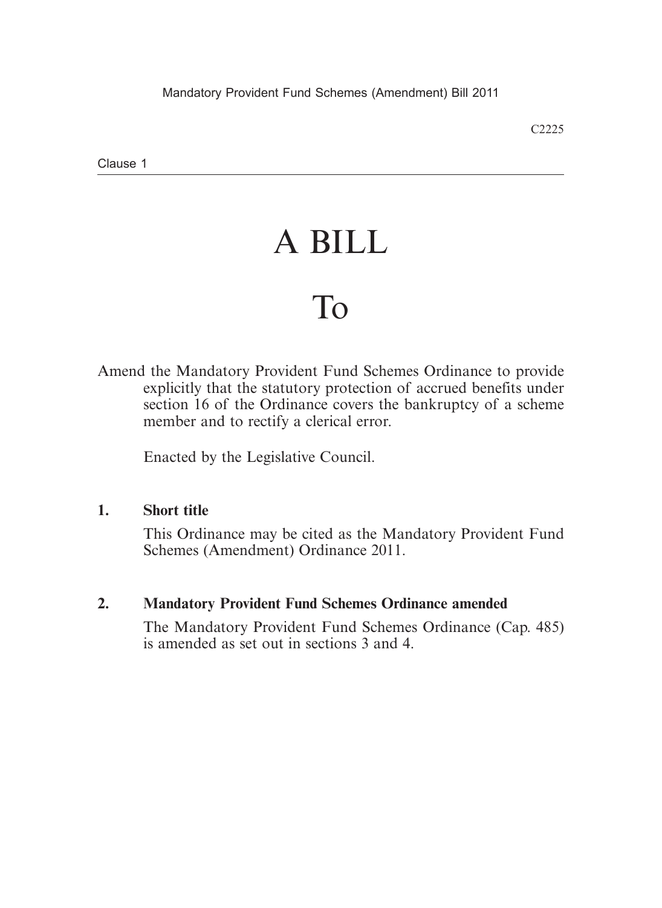# A BILL

# To

Amend the Mandatory Provident Fund Schemes Ordinance to provide explicitly that the statutory protection of accrued benefits under section 16 of the Ordinance covers the bankruptcy of a scheme member and to rectify a clerical error.

Enacted by the Legislative Council.

**1. Short title**

This Ordinance may be cited as the Mandatory Provident Fund Schemes (Amendment) Ordinance 2011.

**2. Mandatory Provident Fund Schemes Ordinance amended**

The Mandatory Provident Fund Schemes Ordinance (Cap. 485) is amended as set out in sections 3 and 4.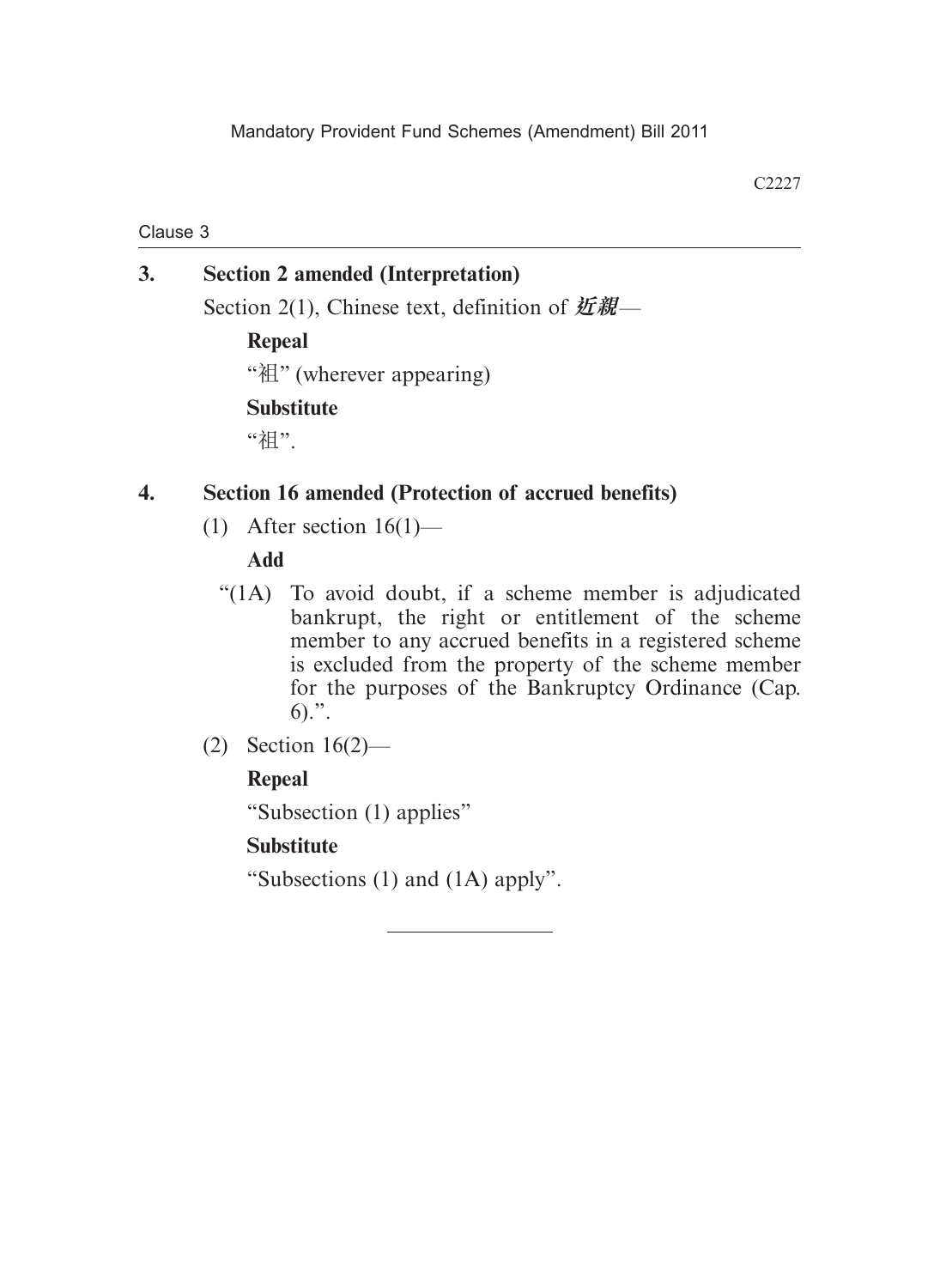Clause 3

### 3. Section 2 amended (Interpretation)

Section 2(1), Chinese text, definition of ***近親***—

**Repeal**

"祖" (wherever appearing)

**Substitute**

"祖".

### 4. Section 16 amended (Protection of accrued benefits)

(1) After section 16(1)—

**Add**

"(1A) To avoid doubt, if a scheme member is adjudicated bankrupt, the right or entitlement of the scheme member to any accrued benefits in a registered scheme is excluded from the property of the scheme member for the purposes of the Bankruptcy Ordinance (Cap. 6).".

(2) Section 16(2)—

**Repeal**

"Subsection (1) applies"

**Substitute**

"Subsections (1) and (1A) apply".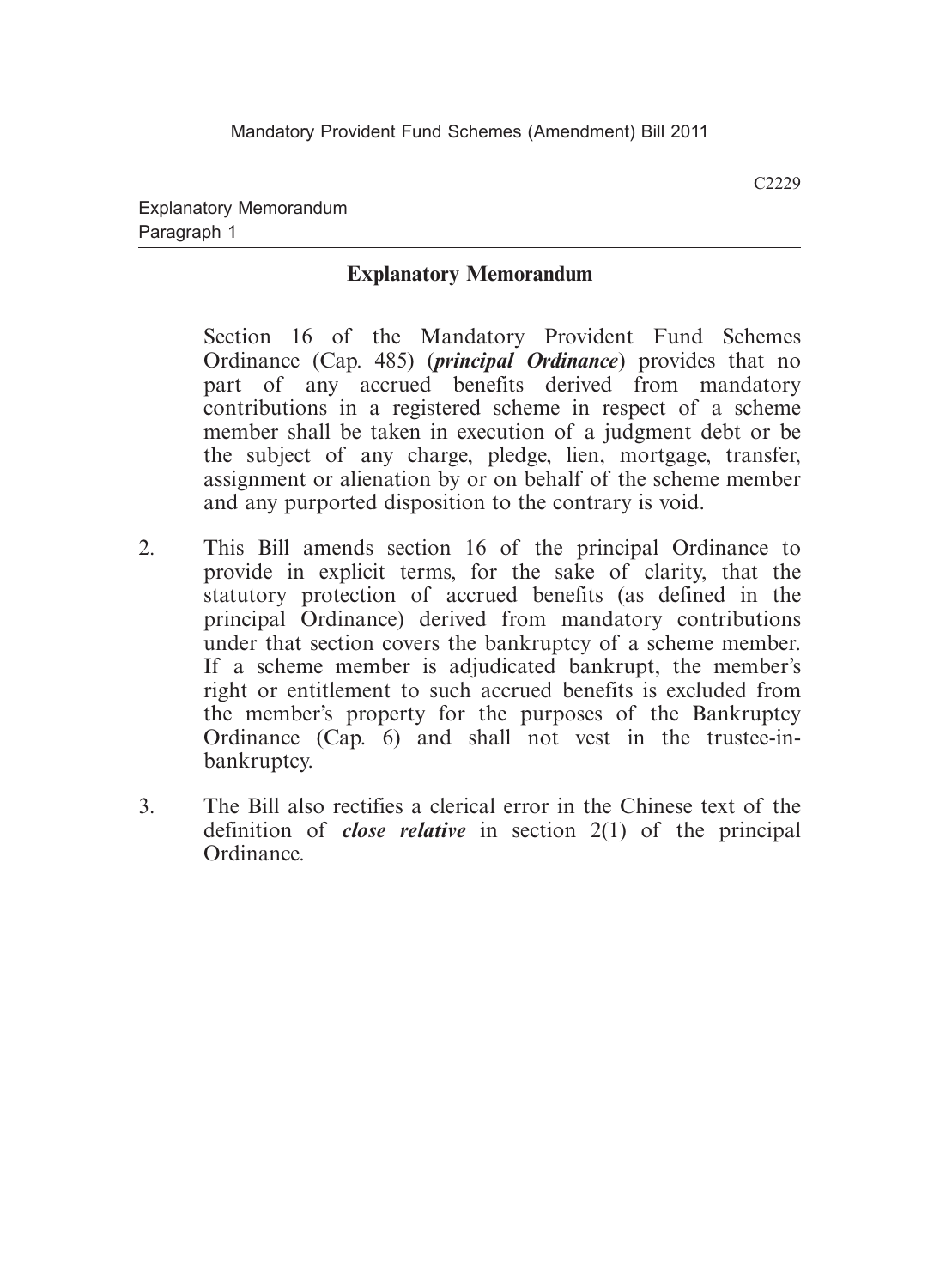## Explanatory Memorandum

Section 16 of the Mandatory Provident Fund Schemes Ordinance (Cap. 485) (***principal Ordinance***) provides that no part of any accrued benefits derived from mandatory contributions in a registered scheme in respect of a scheme member shall be taken in execution of a judgment debt or be the subject of any charge, pledge, lien, mortgage, transfer, assignment or alienation by or on behalf of the scheme member and any purported disposition to the contrary is void.

2. This Bill amends section 16 of the principal Ordinance to provide in explicit terms, for the sake of clarity, that the statutory protection of accrued benefits (as defined in the principal Ordinance) derived from mandatory contributions under that section covers the bankruptcy of a scheme member. If a scheme member is adjudicated bankrupt, the member's right or entitlement to such accrued benefits is excluded from the member's property for the purposes of the Bankruptcy Ordinance (Cap. 6) and shall not vest in the trustee-in-bankruptcy.

3. The Bill also rectifies a clerical error in the Chinese text of the definition of ***close relative*** in section 2(1) of the principal Ordinance.